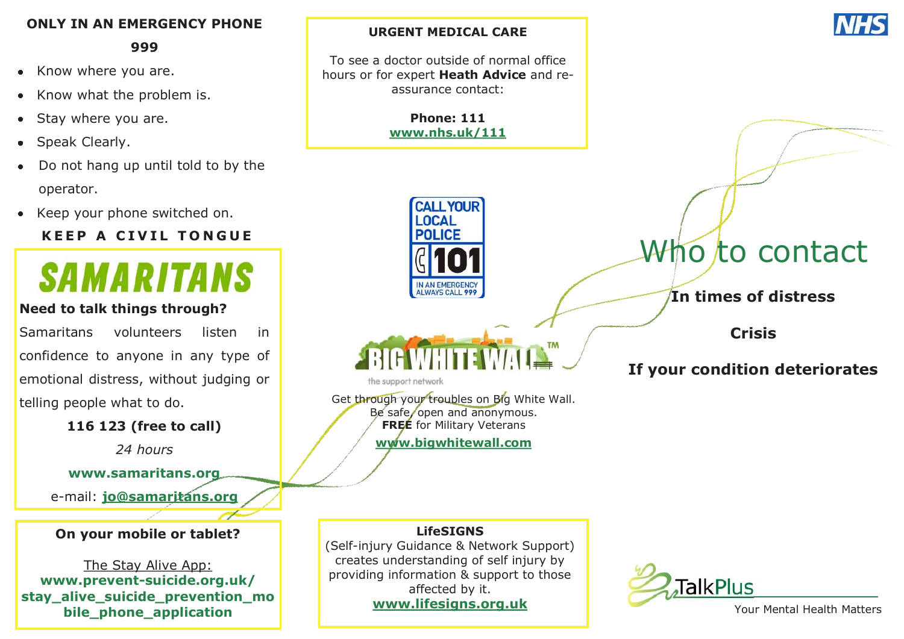## ONLY IN AN EMERGENCY PHONE 999

- Know where you are.
- Know what the problem is.
- Stay where you are.
- Speak Clearly.
- Do not hang up until told to by the operator.
- Keep your phone switched on.

**KEEP A CIVIL TONGUE**

## SAMARITANS

**Need to talk things through?**

Samaritans volunteers listen in confidence to anyone in any type of emotional distress, without judging or telling people what to do.

**116 123 (free to call)**

*24 hours*

**www.samaritans.org**

e-mail: **jo@samaritans.org**

**On your mobile or tablet?**

The Stay Alive App:
**www.prevent-suicide.org.uk/stay_alive_suicide_prevention_mobile_phone_application**

**URGENT MEDICAL CARE**

To see a doctor outside of normal office hours or for expert **Heath Advice** and re-assurance contact:

**Phone: 111**
**www.nhs.uk/111**

CALL YOUR LOCAL POLICE 101
IN AN EMERGENCY ALWAYS CALL 999

BIG WHITE WALL™
the support network

Get through your troubles on Big White Wall.
Be safe, open and anonymous.
**FREE** for Military Veterans

**www.bigwhitewall.com**

**LifeSIGNS**
(Self-injury Guidance & Network Support) creates understanding of self injury by providing information & support to those affected by it.
**www.lifesigns.org.uk**

NHS

# Who to contact

**In times of distress**

**Crisis**

**If your condition deteriorates**

TalkPlus
Your Mental Health Matters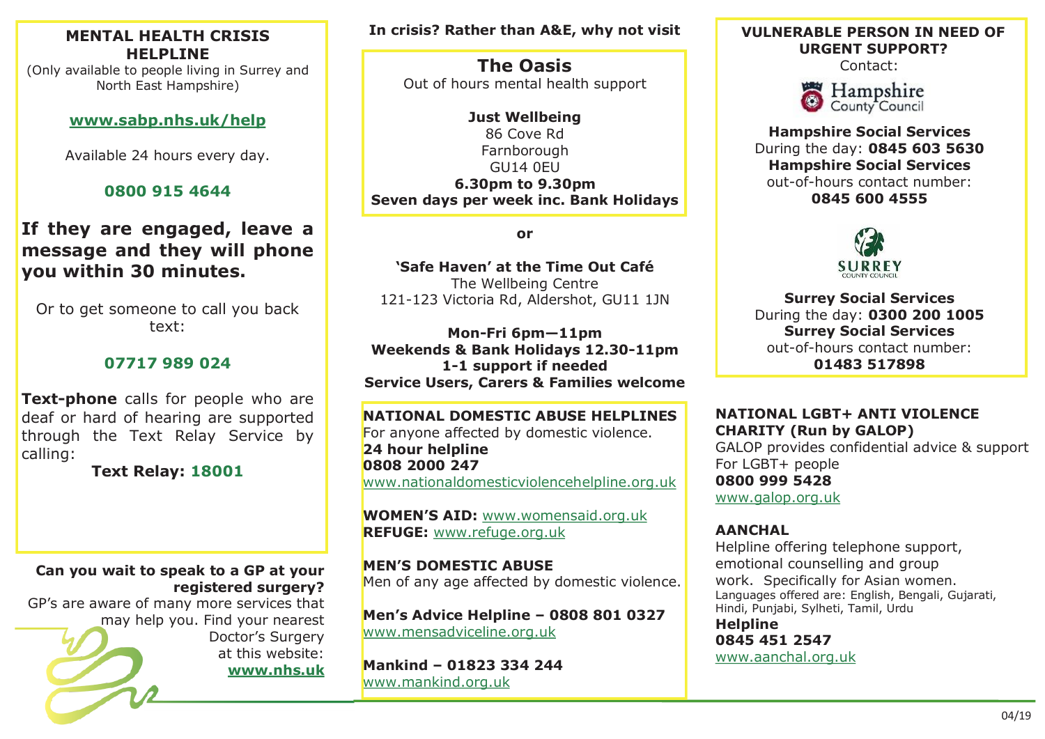## MENTAL HEALTH CRISIS HELPLINE

(Only available to people living in Surrey and North East Hampshire)

**www.sabp.nhs.uk/help**

Available 24 hours every day.

**0800 915 4644**

**If they are engaged, leave a message and they will phone you within 30 minutes.**

Or to get someone to call you back text:

**07717 989 024**

**Text-phone** calls for people who are deaf or hard of hearing are supported through the Text Relay Service by calling:

**Text Relay: 18001**

**Can you wait to speak to a GP at your registered surgery?**

GP's are aware of many more services that may help you. Find your nearest Doctor's Surgery at this website:

**www.nhs.uk**

**In crisis? Rather than A&E, why not visit**

## The Oasis

Out of hours mental health support

**Just Wellbeing**
86 Cove Rd
Farnborough
GU14 0EU
**6.30pm to 9.30pm**
**Seven days per week inc. Bank Holidays**

**or**

**'Safe Haven' at the Time Out Café**
The Wellbeing Centre
121-123 Victoria Rd, Aldershot, GU11 1JN

**Mon-Fri 6pm—11pm**
**Weekends & Bank Holidays 12.30-11pm**
**1-1 support if needed**
**Service Users, Carers & Families welcome**

**NATIONAL DOMESTIC ABUSE HELPLINES**
For anyone affected by domestic violence.
**24 hour helpline**
**0808 2000 247**
www.nationaldomesticviolencehelpline.org.uk

**WOMEN'S AID:** www.womensaid.org.uk
**REFUGE:** www.refuge.org.uk

**MEN'S DOMESTIC ABUSE**
Men of any age affected by domestic violence.

**Men's Advice Helpline – 0808 801 0327**
www.mensadviceline.org.uk

**Mankind – 01823 334 244**
www.mankind.org.uk

**VULNERABLE PERSON IN NEED OF URGENT SUPPORT?**
Contact:

Hampshire County Council

**Hampshire Social Services**
During the day: **0845 603 5630**
**Hampshire Social Services**
out-of-hours contact number:
**0845 600 4555**

SURREY COUNTY COUNCIL

**Surrey Social Services**
During the day: **0300 200 1005**
**Surrey Social Services**
out-of-hours contact number:
**01483 517898**

**NATIONAL LGBT+ ANTI VIOLENCE CHARITY (Run by GALOP)**
GALOP provides confidential advice & support For LGBT+ people
**0800 999 5428**
www.galop.org.uk

**AANCHAL**
Helpline offering telephone support, emotional counselling and group work. Specifically for Asian women.
Languages offered are: English, Bengali, Gujarati, Hindi, Punjabi, Sylheti, Tamil, Urdu
**Helpline**
**0845 451 2547**
www.aanchal.org.uk

04/19